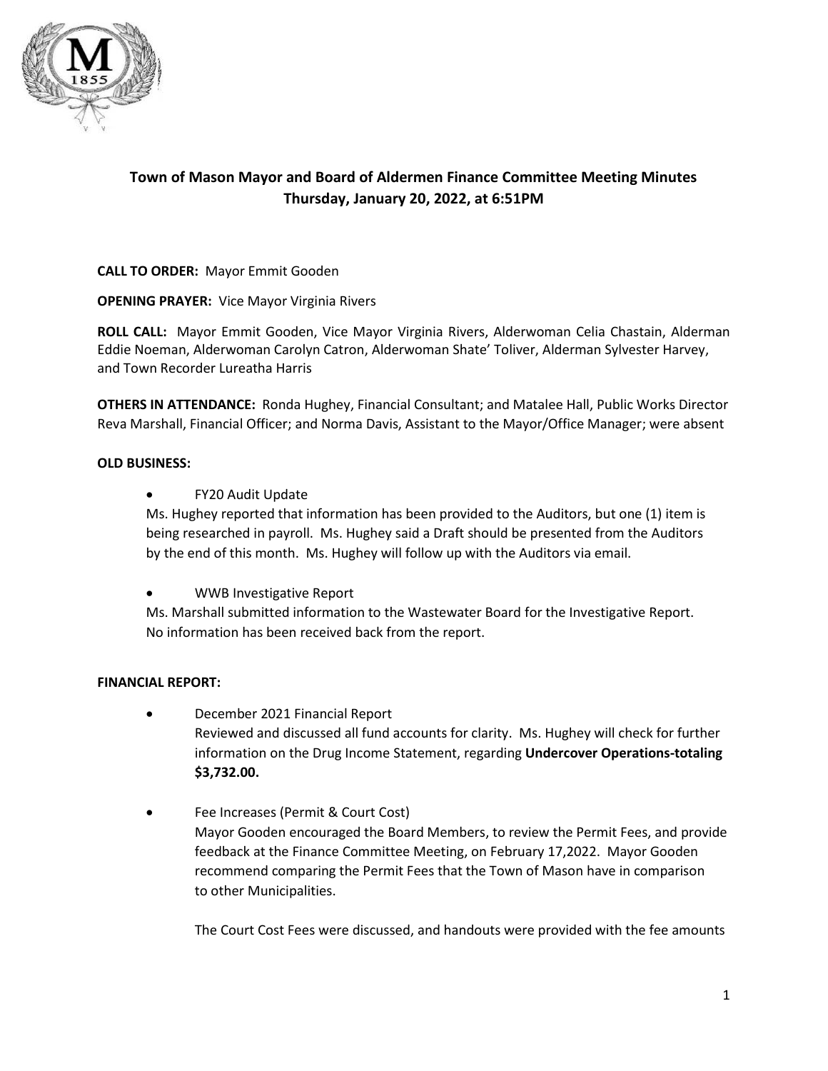**Town of Mason Mayor and Board of Aldermen Finance Committee Meeting Minutes**
**Thursday, January 20, 2022, at 6:51PM**

**CALL TO ORDER:** Mayor Emmit Gooden

**OPENING PRAYER:** Vice Mayor Virginia Rivers

**ROLL CALL:** Mayor Emmit Gooden, Vice Mayor Virginia Rivers, Alderwoman Celia Chastain, Alderman Eddie Noeman, Alderwoman Carolyn Catron, Alderwoman Shate' Toliver, Alderman Sylvester Harvey, and Town Recorder Lureatha Harris

**OTHERS IN ATTENDANCE:** Ronda Hughey, Financial Consultant; and Matalee Hall, Public Works Director Reva Marshall, Financial Officer; and Norma Davis, Assistant to the Mayor/Office Manager; were absent

**OLD BUSINESS:**

- FY20 Audit Update
  Ms. Hughey reported that information has been provided to the Auditors, but one (1) item is being researched in payroll. Ms. Hughey said a Draft should be presented from the Auditors by the end of this month. Ms. Hughey will follow up with the Auditors via email.

- WWB Investigative Report
  Ms. Marshall submitted information to the Wastewater Board for the Investigative Report. No information has been received back from the report.

**FINANCIAL REPORT:**

- December 2021 Financial Report
  Reviewed and discussed all fund accounts for clarity. Ms. Hughey will check for further information on the Drug Income Statement, regarding **Undercover Operations-totaling $3,732.00.**

- Fee Increases (Permit & Court Cost)
  Mayor Gooden encouraged the Board Members, to review the Permit Fees, and provide feedback at the Finance Committee Meeting, on February 17,2022. Mayor Gooden recommend comparing the Permit Fees that the Town of Mason have in comparison to other Municipalities.

  The Court Cost Fees were discussed, and handouts were provided with the fee amounts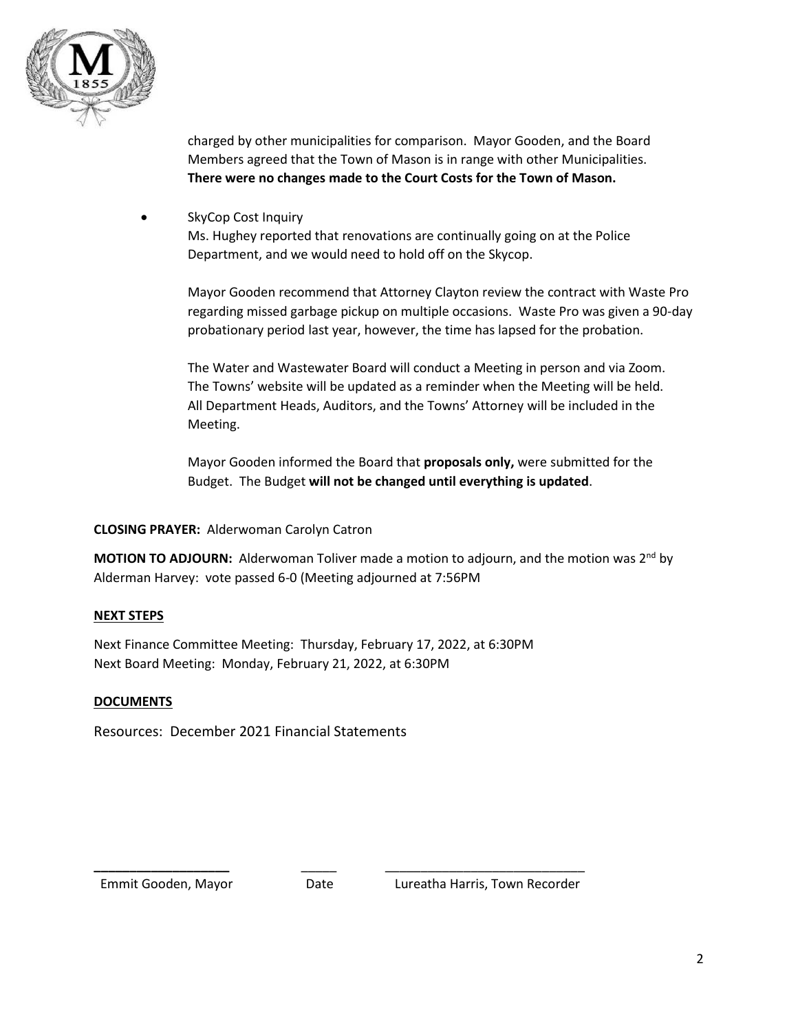charged by other municipalities for comparison. Mayor Gooden, and the Board Members agreed that the Town of Mason is in range with other Municipalities. **There were no changes made to the Court Costs for the Town of Mason.**

- SkyCop Cost Inquiry

  Ms. Hughey reported that renovations are continually going on at the Police Department, and we would need to hold off on the Skycop.

  Mayor Gooden recommend that Attorney Clayton review the contract with Waste Pro regarding missed garbage pickup on multiple occasions. Waste Pro was given a 90-day probationary period last year, however, the time has lapsed for the probation.

  The Water and Wastewater Board will conduct a Meeting in person and via Zoom. The Towns' website will be updated as a reminder when the Meeting will be held. All Department Heads, Auditors, and the Towns' Attorney will be included in the Meeting.

  Mayor Gooden informed the Board that **proposals only,** were submitted for the Budget. The Budget **will not be changed until everything is updated**.

**CLOSING PRAYER:** Alderwoman Carolyn Catron

**MOTION TO ADJOURN:** Alderwoman Toliver made a motion to adjourn, and the motion was 2nd by Alderman Harvey: vote passed 6-0 (Meeting adjourned at 7:56PM

**NEXT STEPS**

Next Finance Committee Meeting: Thursday, February 17, 2022, at 6:30PM
Next Board Meeting: Monday, February 21, 2022, at 6:30PM

**DOCUMENTS**

Resources: December 2021 Financial Statements

___________________ _____ ____________________________

Emmit Gooden, Mayor Date Lureatha Harris, Town Recorder